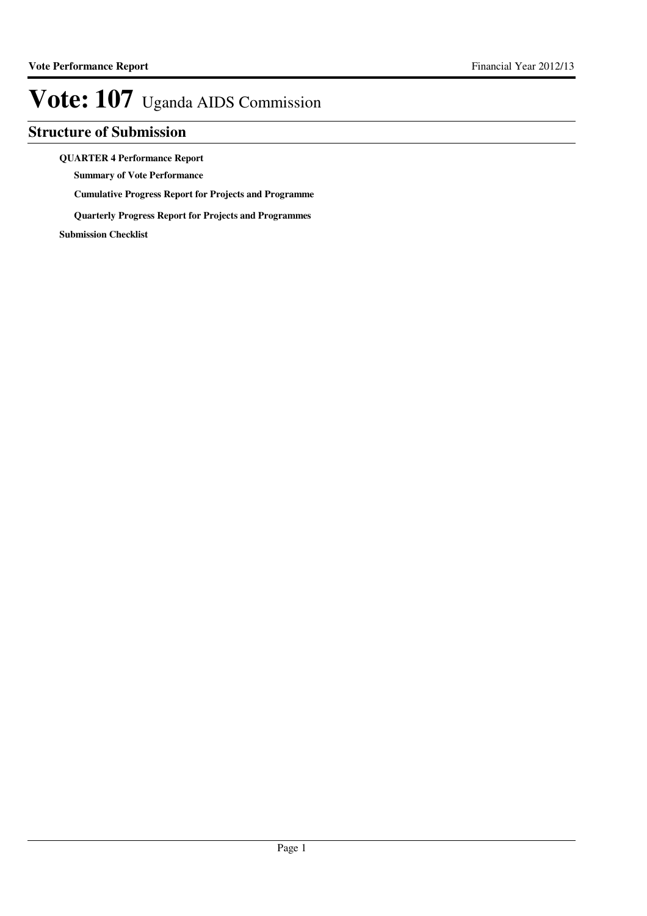# Vote: 107 Uganda AIDS Commission

## Structure of Submission

**QUARTER 4 Performance Report**

- **Summary of Vote Performance**
- **Cumulative Progress Report for Projects and Programme**
- **Quarterly Progress Report for Projects and Programmes**

**Submission Checklist**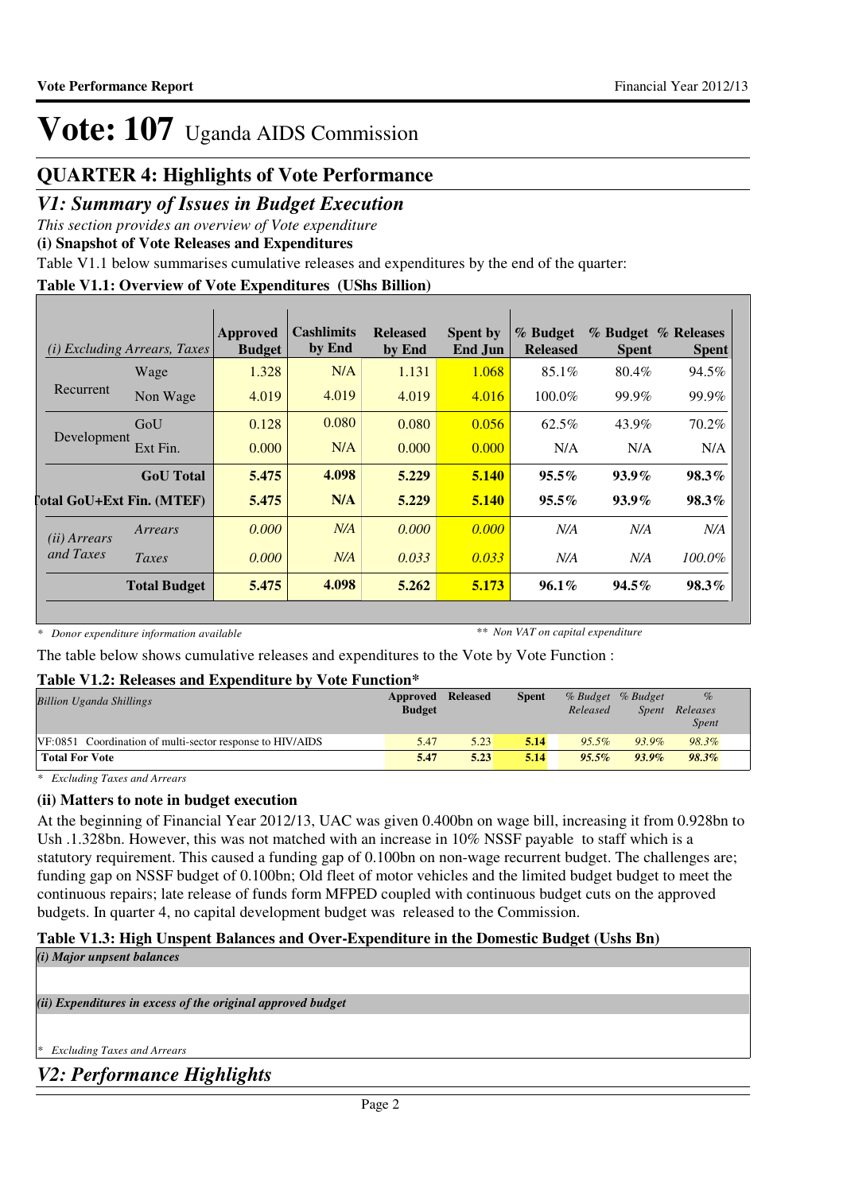# Vote: 107 Uganda AIDS Commission

## QUARTER 4: Highlights of Vote Performance

## *V1: Summary of Issues in Budget Execution*

*This section provides an overview of Vote expenditure*

**(i) Snapshot of Vote Releases and Expenditures**

Table V1.1 below summarises cumulative releases and expenditures by the end of the quarter:

**Table V1.1: Overview of Vote Expenditures (UShs Billion)**

| *(i) Excluding Arrears, Taxes* | | Approved Budget | Cashlimits by End | Released by End | Spent by End Jun | % Budget Released | % Budget Spent | % Releases Spent |
|---|---|---|---|---|---|---|---|---|
| Recurrent | Wage | 1.328 | N/A | 1.131 | 1.068 | 85.1% | 80.4% | 94.5% |
| | Non Wage | 4.019 | 4.019 | 4.019 | 4.016 | 100.0% | 99.9% | 99.9% |
| Development | GoU | 0.128 | 0.080 | 0.080 | 0.056 | 62.5% | 43.9% | 70.2% |
| | Ext Fin. | 0.000 | N/A | 0.000 | 0.000 | N/A | N/A | N/A |
| | **GoU Total** | **5.475** | **4.098** | **5.229** | **5.140** | **95.5%** | **93.9%** | **98.3%** |
| **Total GoU+Ext Fin. (MTEF)** | | **5.475** | **N/A** | **5.229** | **5.140** | **95.5%** | **93.9%** | **98.3%** |
| *(ii) Arrears and Taxes* | *Arrears* | *0.000* | *N/A* | *0.000* | *0.000* | *N/A* | *N/A* | *N/A* |
| | *Taxes* | *0.000* | *N/A* | *0.033* | *0.033* | *N/A* | *N/A* | *100.0%* |
| | **Total Budget** | **5.475** | **4.098** | **5.262** | **5.173** | **96.1%** | **94.5%** | **98.3%** |

*\* Donor expenditure information available* *\*\* Non VAT on capital expenditure*

The table below shows cumulative releases and expenditures to the Vote by Vote Function :

**Table V1.2: Releases and Expenditure by Vote Function\***

| *Billion Uganda Shillings* | Approved Budget | Released | Spent | *% Budget Released* | *% Budget Spent* | *% Releases Spent* |
|---|---|---|---|---|---|---|
| VF:0851 Coordination of multi-sector response to HIV/AIDS | 5.47 | 5.23 | 5.14 | 95.5% | 93.9% | 98.3% |
| **Total For Vote** | **5.47** | **5.23** | **5.14** | ***95.5%*** | ***93.9%*** | ***98.3%*** |

*\* Excluding Taxes and Arrears*

**(ii) Matters to note in budget execution**

At the beginning of Financial Year 2012/13, UAC was given 0.400bn on wage bill, increasing it from 0.928bn to Ush .1.328bn. However, this was not matched with an increase in 10% NSSF payable to staff which is a statutory requirement. This caused a funding gap of 0.100bn on non-wage recurrent budget. The challenges are; funding gap on NSSF budget of 0.100bn; Old fleet of motor vehicles and the limited budget budget to meet the continuous repairs; late release of funds form MFPED coupled with continuous budget cuts on the approved budgets. In quarter 4, no capital development budget was released to the Commission.

**Table V1.3: High Unspent Balances and Over-Expenditure in the Domestic Budget (Ushs Bn)**

*(i) Major unpsent balances*

*(ii) Expenditures in excess of the original approved budget*

*\* Excluding Taxes and Arrears*

## *V2: Performance Highlights*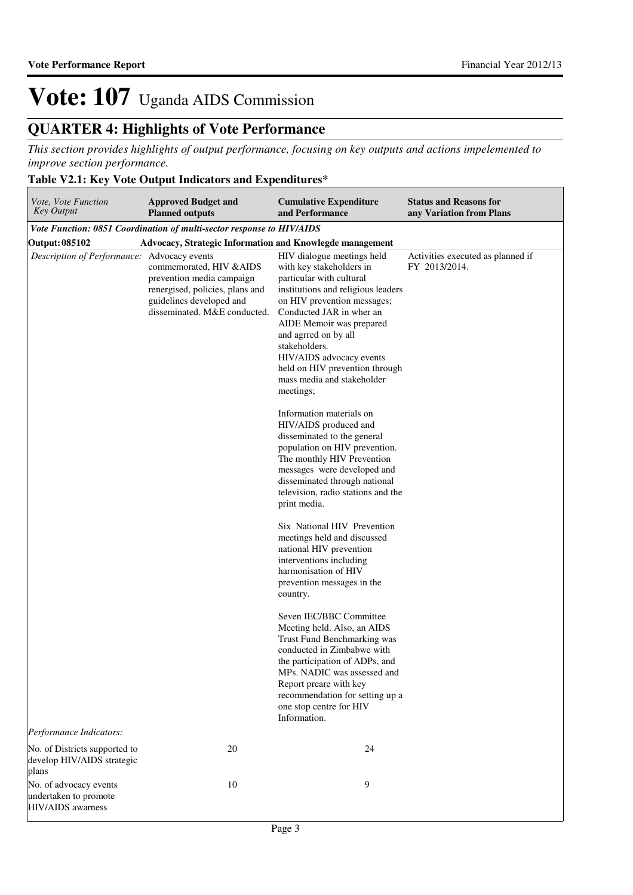# Vote: 107 Uganda AIDS Commission

## QUARTER 4: Highlights of Vote Performance

*This section provides highlights of output performance, focusing on key outputs and actions impelemented to improve section performance.*

### Table V2.1: Key Vote Output Indicators and Expenditures*

| *Vote, Vote Function Key Output* | **Approved Budget and Planned outputs** | **Cumulative Expenditure and Performance** | **Status and Reasons for any Variation from Plans** |
|---|---|---|---|
| ***Vote Function: 0851 Coordination of multi-sector response to HIV/AIDS*** | | | |
| **Output: 085102** | **Advocacy, Strategic Information and Knowlegde management** | | |
| *Description of Performance:* | Advocacy events commemorated, HIV &AIDS prevention media campaign renergised, policies, plans and guidelines developed and disseminated. M&E conducted. | HIV dialogue meetings held with key stakeholders in particular with cultural institutions and religious leaders on HIV prevention messages; Conducted JAR in wher an AIDE Memoir was prepared and agrred on by all stakeholders. HIV/AIDS advocacy events held on HIV prevention through mass media and stakeholder meetings;<br><br>Information materials on HIV/AIDS produced and disseminated to the general population on HIV prevention. The monthly HIV Prevention messages were developed and disseminated through national television, radio stations and the print media.<br><br>Six National HIV Prevention meetings held and discussed national HIV prevention interventions including harmonisation of HIV prevention messages in the country.<br><br>Seven IEC/BBC Committee Meeting held. Also, an AIDS Trust Fund Benchmarking was conducted in Zimbabwe with the participation of ADPs, and MPs. NADIC was assessed and Report preare with key recommendation for setting up a one stop centre for HIV Information. | Activities executed as planned if FY 2013/2014. |
| *Performance Indicators:* | | | |
| No. of Districts supported to develop HIV/AIDS strategic plans | 20 | 24 | |
| No. of advocacy events undertaken to promote HIV/AIDS awarness | 10 | 9 | |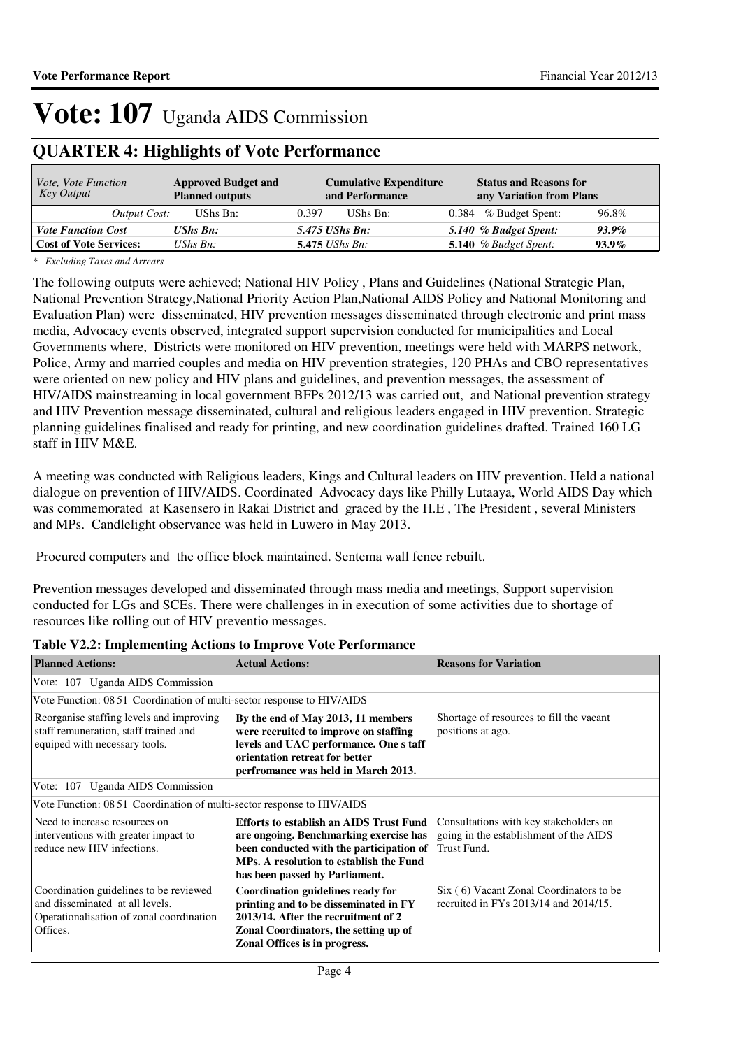# Vote: 107 Uganda AIDS Commission

## QUARTER 4: Highlights of Vote Performance

| *Vote, Vote Function Key Output* | **Approved Budget and Planned outputs** | **Cumulative Expenditure and Performance** | **Status and Reasons for any Variation from Plans** |
|---|---|---|---|
| *Output Cost:* | UShs Bn: 0.397 | UShs Bn: 0.384 | % Budget Spent: 96.8% |
| ***Vote Function Cost*** | ***UShs Bn:*** ***5.475*** | ***UShs Bn:*** ***5.140*** | ***% Budget Spent:*** ***93.9%*** |
| **Cost of Vote Services:** | *UShs Bn:* **5.475** | *UShs Bn:* **5.140** | *% Budget Spent:* **93.9%** |

*\* Excluding Taxes and Arrears*

The following outputs were achieved; National HIV Policy , Plans and Guidelines (National Strategic Plan, National Prevention Strategy,National Priority Action Plan,National AIDS Policy and National Monitoring and Evaluation Plan) were disseminated, HIV prevention messages disseminated through electronic and print mass media, Advocacy events observed, integrated support supervision conducted for municipalities and Local Governments where, Districts were monitored on HIV prevention, meetings were held with MARPS network, Police, Army and married couples and media on HIV prevention strategies, 120 PHAs and CBO representatives were oriented on new policy and HIV plans and guidelines, and prevention messages, the assessment of HIV/AIDS mainstreaming in local government BFPs 2012/13 was carried out, and National prevention strategy and HIV Prevention message disseminated, cultural and religious leaders engaged in HIV prevention. Strategic planning guidelines finalised and ready for printing, and new coordination guidelines drafted. Trained 160 LG staff in HIV M&E.

A meeting was conducted with Religious leaders, Kings and Cultural leaders on HIV prevention. Held a national dialogue on prevention of HIV/AIDS. Coordinated Advocacy days like Philly Lutaaya, World AIDS Day which was commemorated at Kasensero in Rakai District and graced by the H.E , The President , several Ministers and MPs. Candlelight observance was held in Luwero in May 2013.

Procured computers and the office block maintained. Sentema wall fence rebuilt.

Prevention messages developed and disseminated through mass media and meetings, Support supervision conducted for LGs and SCEs. There were challenges in in execution of some activities due to shortage of resources like rolling out of HIV preventio messages.

**Table V2.2: Implementing Actions to Improve Vote Performance**

| **Planned Actions:** | **Actual Actions:** | **Reasons for Variation** |
|---|---|---|
| Vote: 107 Uganda AIDS Commission | | |
| Vote Function: 08 51 Coordination of multi-sector response to HIV/AIDS | | |
| Reorganise staffing levels and improving staff remuneration, staff trained and equiped with necessary tools. | **By the end of May 2013, 11 members were recruited to improve on staffing levels and UAC performance. One s taff orientation retreat for better perfromance was held in March 2013.** | Shortage of resources to fill the vacant positions at ago. |
| Vote: 107 Uganda AIDS Commission | | |
| Vote Function: 08 51 Coordination of multi-sector response to HIV/AIDS | | |
| Need to increase resources on interventions with greater impact to reduce new HIV infections. | **Efforts to establish an AIDS Trust Fund are ongoing. Benchmarking exercise has been conducted with the participation of MPs. A resolution to establish the Fund has been passed by Parliament.** | Consultations with key stakeholders on going in the establishment of the AIDS Trust Fund. |
| Coordination guidelines to be reviewed and disseminated at all levels. Operationalisation of zonal coordination Offices. | **Coordination guidelines ready for printing and to be disseminated in FY 2013/14. After the recruitment of 2 Zonal Coordinators, the setting up of Zonal Offices is in progress.** | Six ( 6) Vacant Zonal Coordinators to be recruited in FYs 2013/14 and 2014/15. |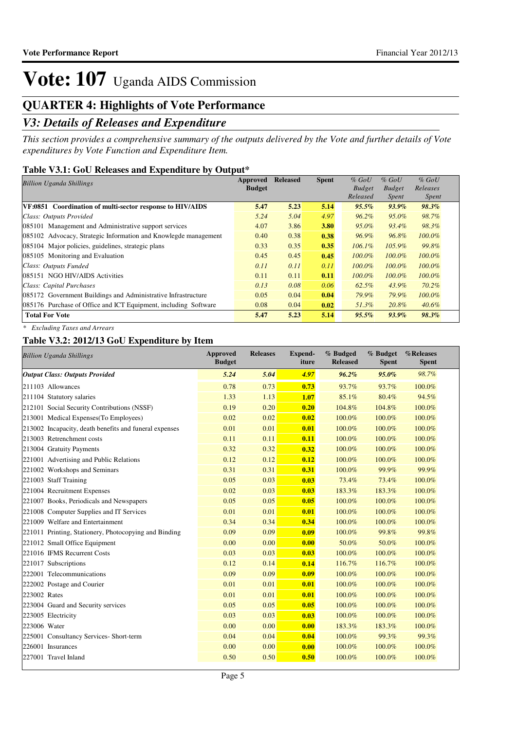# Vote: 107 Uganda AIDS Commission

## QUARTER 4: Highlights of Vote Performance

### *V3: Details of Releases and Expenditure*

*This section provides a comprehensive summary of the outputs delivered by the Vote and further details of Vote expenditures by Vote Function and Expenditure Item.*

#### Table V3.1: GoU Releases and Expenditure by Output*

| *Billion Uganda Shillings* | Approved Budget | Released | Spent | *% GoU Budget Released* | *% GoU Budget Spent* | *% GoU Releases Spent* |
|---|---|---|---|---|---|---|
| **VF:0851 Coordination of multi-sector response to HIV/AIDS** | **5.47** | **5.23** | **5.14** | ***95.5%*** | ***93.9%*** | ***98.3%*** |
| *Class: Outputs Provided* | *5.24* | *5.04* | *4.97* | *96.2%* | *95.0%* | *98.7%* |
| 085101 Management and Administrative support services | 4.07 | 3.86 | **3.80** | *95.0%* | *93.4%* | *98.3%* |
| 085102 Advocacy, Strategic Information and Knowlegde management | 0.40 | 0.38 | **0.38** | *96.9%* | *96.8%* | *100.0%* |
| 085104 Major policies, guidelines, strategic plans | 0.33 | 0.35 | **0.35** | *106.1%* | *105.9%* | *99.8%* |
| 085105 Monitoring and Evaluation | 0.45 | 0.45 | **0.45** | *100.0%* | *100.0%* | *100.0%* |
| *Class: Outputs Funded* | *0.11* | *0.11* | *0.11* | *100.0%* | *100.0%* | *100.0%* |
| 085151 NGO HIV/AIDS Activities | 0.11 | 0.11 | **0.11** | *100.0%* | *100.0%* | *100.0%* |
| *Class: Capital Purchases* | *0.13* | *0.08* | *0.06* | *62.5%* | *43.9%* | *70.2%* |
| 085172 Government Buildings and Administrative Infrastructure | 0.05 | 0.04 | **0.04** | *79.9%* | *79.9%* | *100.0%* |
| 085176 Purchase of Office and ICT Equipment, including Software | 0.08 | 0.04 | **0.02** | *51.3%* | *20.8%* | *40.6%* |
| **Total For Vote** | **5.47** | **5.23** | **5.14** | ***95.5%*** | ***93.9%*** | ***98.3%*** |

*\* Excluding Taxes and Arrears*

#### Table V3.2: 2012/13 GoU Expenditure by Item

| *Billion Uganda Shillings* | Approved Budget | Releases | Expend-iture | % Budged Released | % Budget Spent | %Releases Spent |
|---|---|---|---|---|---|---|
| ***Output Class: Outputs Provided*** | ***5.24*** | ***5.04*** | ***4.97*** | ***96.2%*** | ***95.0%*** | *98.7%* |
| 211103 Allowances | 0.78 | 0.73 | **0.73** | 93.7% | 93.7% | 100.0% |
| 211104 Statutory salaries | 1.33 | 1.13 | **1.07** | 85.1% | 80.4% | 94.5% |
| 212101 Social Security Contributions (NSSF) | 0.19 | 0.20 | **0.20** | 104.8% | 104.8% | 100.0% |
| 213001 Medical Expenses(To Employees) | 0.02 | 0.02 | **0.02** | 100.0% | 100.0% | 100.0% |
| 213002 Incapacity, death benefits and funeral expenses | 0.01 | 0.01 | **0.01** | 100.0% | 100.0% | 100.0% |
| 213003 Retrenchment costs | 0.11 | 0.11 | **0.11** | 100.0% | 100.0% | 100.0% |
| 213004 Gratuity Payments | 0.32 | 0.32 | **0.32** | 100.0% | 100.0% | 100.0% |
| 221001 Advertising and Public Relations | 0.12 | 0.12 | **0.12** | 100.0% | 100.0% | 100.0% |
| 221002 Workshops and Seminars | 0.31 | 0.31 | **0.31** | 100.0% | 99.9% | 99.9% |
| 221003 Staff Training | 0.05 | 0.03 | **0.03** | 73.4% | 73.4% | 100.0% |
| 221004 Recruitment Expenses | 0.02 | 0.03 | **0.03** | 183.3% | 183.3% | 100.0% |
| 221007 Books, Periodicals and Newspapers | 0.05 | 0.05 | **0.05** | 100.0% | 100.0% | 100.0% |
| 221008 Computer Supplies and IT Services | 0.01 | 0.01 | **0.01** | 100.0% | 100.0% | 100.0% |
| 221009 Welfare and Entertainment | 0.34 | 0.34 | **0.34** | 100.0% | 100.0% | 100.0% |
| 221011 Printing, Stationery, Photocopying and Binding | 0.09 | 0.09 | **0.09** | 100.0% | 99.8% | 99.8% |
| 221012 Small Office Equipment | 0.00 | 0.00 | **0.00** | 50.0% | 50.0% | 100.0% |
| 221016 IFMS Recurrent Costs | 0.03 | 0.03 | **0.03** | 100.0% | 100.0% | 100.0% |
| 221017 Subscriptions | 0.12 | 0.14 | **0.14** | 116.7% | 116.7% | 100.0% |
| 222001 Telecommunications | 0.09 | 0.09 | **0.09** | 100.0% | 100.0% | 100.0% |
| 222002 Postage and Courier | 0.01 | 0.01 | **0.01** | 100.0% | 100.0% | 100.0% |
| 223002 Rates | 0.01 | 0.01 | **0.01** | 100.0% | 100.0% | 100.0% |
| 223004 Guard and Security services | 0.05 | 0.05 | **0.05** | 100.0% | 100.0% | 100.0% |
| 223005 Electricity | 0.03 | 0.03 | **0.03** | 100.0% | 100.0% | 100.0% |
| 223006 Water | 0.00 | 0.00 | **0.00** | 183.3% | 183.3% | 100.0% |
| 225001 Consultancy Services- Short-term | 0.04 | 0.04 | **0.04** | 100.0% | 99.3% | 99.3% |
| 226001 Insurances | 0.00 | 0.00 | **0.00** | 100.0% | 100.0% | 100.0% |
| 227001 Travel Inland | 0.50 | 0.50 | **0.50** | 100.0% | 100.0% | 100.0% |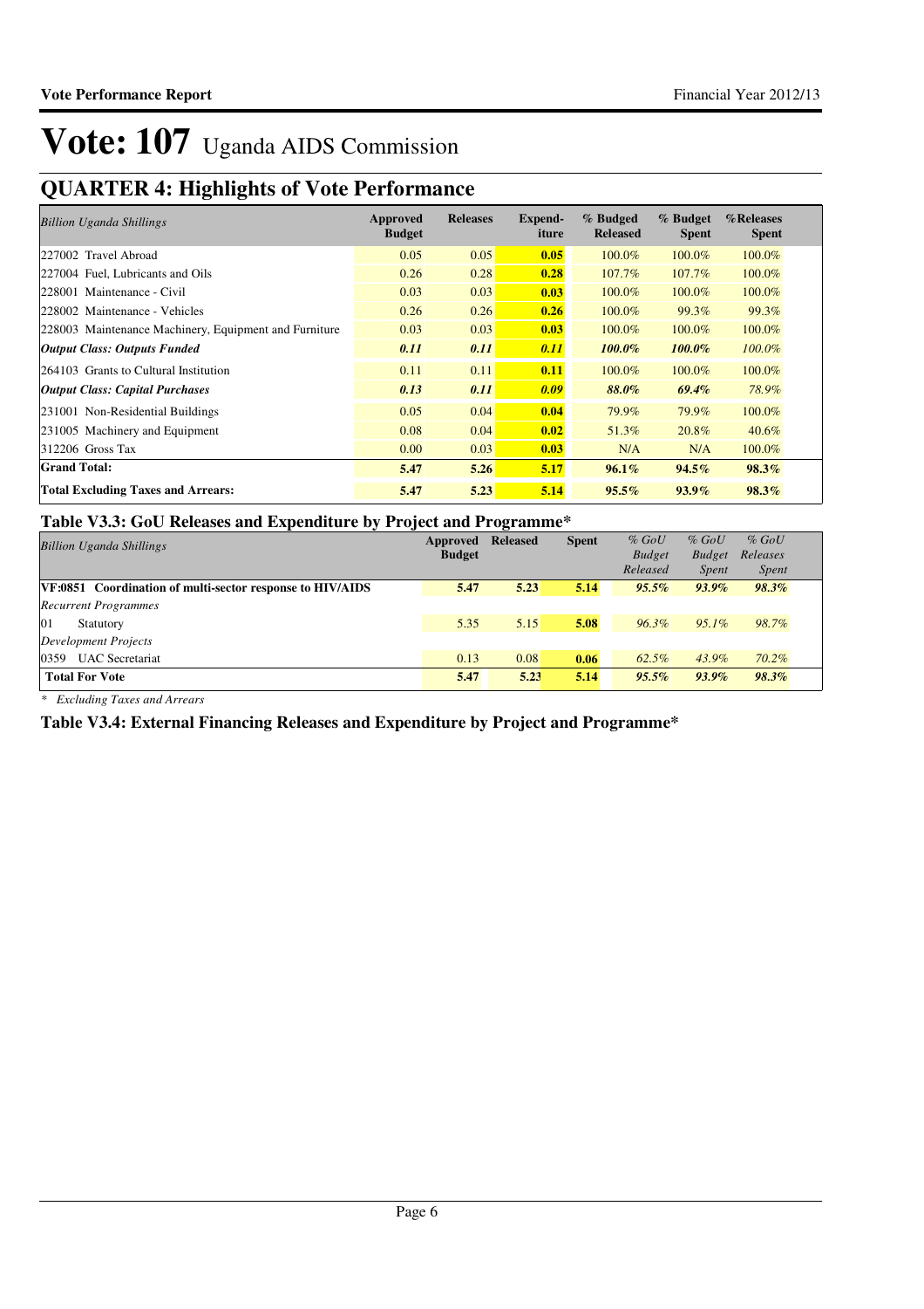# Vote: 107 Uganda AIDS Commission

## QUARTER 4: Highlights of Vote Performance

| *Billion Uganda Shillings* | Approved Budget | Releases | Expend-iture | % Budged Released | % Budget Spent | %Releases Spent |
|---|---|---|---|---|---|---|
| 227002 Travel Abroad | 0.05 | 0.05 | 0.05 | 100.0% | 100.0% | 100.0% |
| 227004 Fuel, Lubricants and Oils | 0.26 | 0.28 | 0.28 | 107.7% | 107.7% | 100.0% |
| 228001 Maintenance - Civil | 0.03 | 0.03 | 0.03 | 100.0% | 100.0% | 100.0% |
| 228002 Maintenance - Vehicles | 0.26 | 0.26 | 0.26 | 100.0% | 99.3% | 99.3% |
| 228003 Maintenance Machinery, Equipment and Furniture | 0.03 | 0.03 | 0.03 | 100.0% | 100.0% | 100.0% |
| ***Output Class: Outputs Funded*** | ***0.11*** | ***0.11*** | ***0.11*** | ***100.0%*** | ***100.0%*** | *100.0%* |
| 264103 Grants to Cultural Institution | 0.11 | 0.11 | 0.11 | 100.0% | 100.0% | 100.0% |
| ***Output Class: Capital Purchases*** | ***0.13*** | ***0.11*** | ***0.09*** | ***88.0%*** | ***69.4%*** | *78.9%* |
| 231001 Non-Residential Buildings | 0.05 | 0.04 | 0.04 | 79.9% | 79.9% | 100.0% |
| 231005 Machinery and Equipment | 0.08 | 0.04 | 0.02 | 51.3% | 20.8% | 40.6% |
| 312206 Gross Tax | 0.00 | 0.03 | 0.03 | N/A | N/A | 100.0% |
| **Grand Total:** | **5.47** | **5.26** | **5.17** | **96.1%** | **94.5%** | **98.3%** |
| **Total Excluding Taxes and Arrears:** | **5.47** | **5.23** | **5.14** | **95.5%** | **93.9%** | **98.3%** |

### Table V3.3: GoU Releases and Expenditure by Project and Programme*

| *Billion Uganda Shillings* | Approved Budget | Released | Spent | *% GoU Budget Released* | *% GoU Budget Spent* | *% GoU Releases Spent* |
|---|---|---|---|---|---|---|
| **VF:0851 Coordination of multi-sector response to HIV/AIDS** | **5.47** | **5.23** | **5.14** | ***95.5%*** | ***93.9%*** | ***98.3%*** |
| *Recurrent Programmes* | | | | | | |
| 01 Statutory | 5.35 | 5.15 | 5.08 | *96.3%* | *95.1%* | *98.7%* |
| *Development Projects* | | | | | | |
| 0359 UAC Secretariat | 0.13 | 0.08 | 0.06 | *62.5%* | *43.9%* | *70.2%* |
| **Total For Vote** | **5.47** | **5.23** | **5.14** | ***95.5%*** | ***93.9%*** | ***98.3%*** |

*\* Excluding Taxes and Arrears*

### Table V3.4: External Financing Releases and Expenditure by Project and Programme*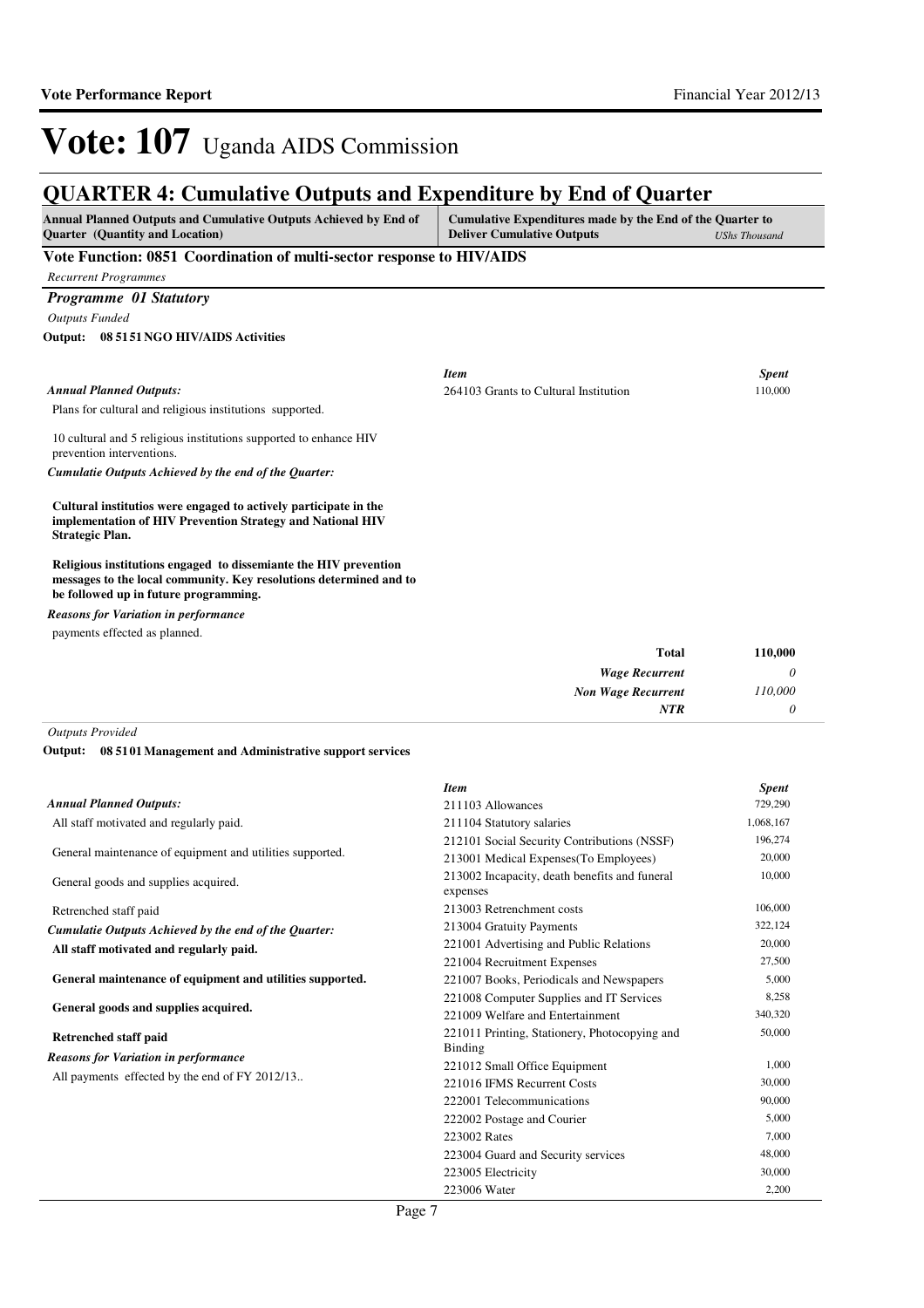# Vote: 107 Uganda AIDS Commission

## QUARTER 4: Cumulative Outputs and Expenditure by End of Quarter

| Annual Planned Outputs and Cumulative Outputs Achieved by End of Quarter (Quantity and Location) | Cumulative Expenditures made by the End of the Quarter to Deliver Cumulative Outputs *UShs Thousand* |
|---|---|

### Vote Function: 0851 Coordination of multi-sector response to HIV/AIDS

*Recurrent Programmes*

#### *Programme 01 Statutory*

*Outputs Funded*

**Output: 08 5151 NGO HIV/AIDS Activities**

*Annual Planned Outputs:*

Plans for cultural and religious institutions supported.

10 cultural and 5 religious institutions supported to enhance HIV prevention interventions.

*Cumulatie Outputs Achieved by the end of the Quarter:*

**Cultural institutios were engaged to actively participate in the implementation of HIV Prevention Strategy and National HIV Strategic Plan.**

**Religious institutions engaged to dissemiante the HIV prevention messages to the local community. Key resolutions determined and to be followed up in future programming.**

*Reasons for Variation in performance*

payments effected as planned.

| *Item* | *Spent* |
|---|---|
| 264103 Grants to Cultural Institution | 110,000 |
| **Total** | **110,000** |
| ***Wage Recurrent*** | *0* |
| ***Non Wage Recurrent*** | *110,000* |
| ***NTR*** | *0* |

*Outputs Provided*

**Output: 08 5101 Management and Administrative support services**

*Annual Planned Outputs:*

All staff motivated and regularly paid.

General maintenance of equipment and utilities supported.

General goods and supplies acquired.

Retrenched staff paid

*Cumulatie Outputs Achieved by the end of the Quarter:*

**All staff motivated and regularly paid.**

**General maintenance of equipment and utilities supported.**

**General goods and supplies acquired.**

**Retrenched staff paid**

*Reasons for Variation in performance*

All payments effected by the end of FY 2012/13..

| *Item* | *Spent* |
|---|---|
| 211103 Allowances | 729,290 |
| 211104 Statutory salaries | 1,068,167 |
| 212101 Social Security Contributions (NSSF) | 196,274 |
| 213001 Medical Expenses(To Employees) | 20,000 |
| 213002 Incapacity, death benefits and funeral expenses | 10,000 |
| 213003 Retrenchment costs | 106,000 |
| 213004 Gratuity Payments | 322,124 |
| 221001 Advertising and Public Relations | 20,000 |
| 221004 Recruitment Expenses | 27,500 |
| 221007 Books, Periodicals and Newspapers | 5,000 |
| 221008 Computer Supplies and IT Services | 8,258 |
| 221009 Welfare and Entertainment | 340,320 |
| 221011 Printing, Stationery, Photocopying and Binding | 50,000 |
| 221012 Small Office Equipment | 1,000 |
| 221016 IFMS Recurrent Costs | 30,000 |
| 222001 Telecommunications | 90,000 |
| 222002 Postage and Courier | 5,000 |
| 223002 Rates | 7,000 |
| 223004 Guard and Security services | 48,000 |
| 223005 Electricity | 30,000 |
| 223006 Water | 2,200 |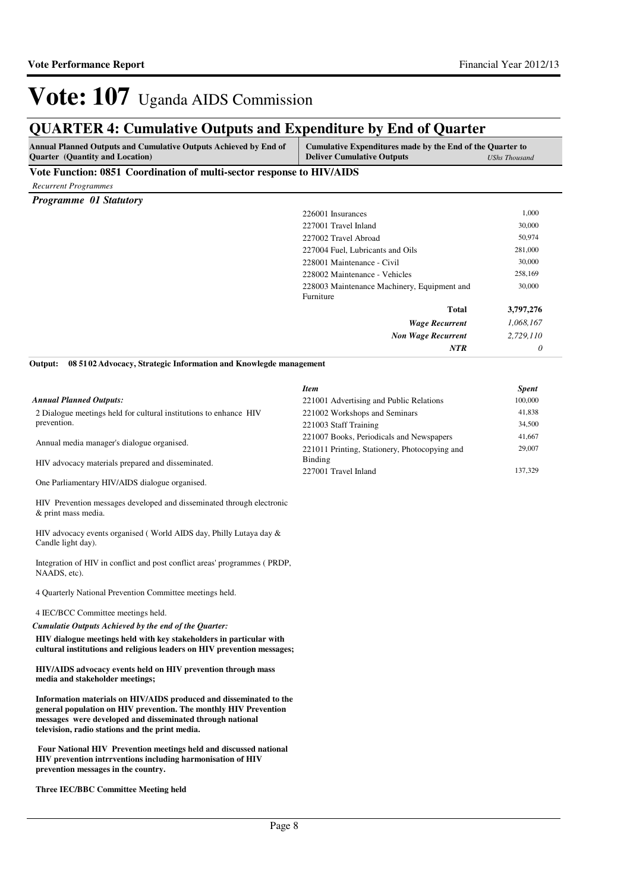# Vote: 107 Uganda AIDS Commission

## QUARTER 4: Cumulative Outputs and Expenditure by End of Quarter

| Annual Planned Outputs and Cumulative Outputs Achieved by End of Quarter (Quantity and Location) | Cumulative Expenditures made by the End of the Quarter to Deliver Cumulative Outputs | *UShs Thousand* |
|---|---|---|

**Vote Function: 0851 Coordination of multi-sector response to HIV/AIDS**

*Recurrent Programmes*

***Programme 01 Statutory***

| Item | Spent |
|---|---|
| 226001 Insurances | 1,000 |
| 227001 Travel Inland | 30,000 |
| 227002 Travel Abroad | 50,974 |
| 227004 Fuel, Lubricants and Oils | 281,000 |
| 228001 Maintenance - Civil | 30,000 |
| 228002 Maintenance - Vehicles | 258,169 |
| 228003 Maintenance Machinery, Equipment and Furniture | 30,000 |
| **Total** | **3,797,276** |
| ***Wage Recurrent*** | *1,068,167* |
| ***Non Wage Recurrent*** | *2,729,110* |
| ***NTR*** | *0* |

**Output: 08 51 02 Advocacy, Strategic Information and Knowlegde management**

*Annual Planned Outputs:*

2 Dialogue meetings held for cultural institutions to enhance HIV prevention.

Annual media manager's dialogue organised.

HIV advocacy materials prepared and disseminated.

One Parliamentary HIV/AIDS dialogue organised.

HIV Prevention messages developed and disseminated through electronic & print mass media.

HIV advocacy events organised ( World AIDS day, Philly Lutaya day & Candle light day).

Integration of HIV in conflict and post conflict areas' programmes ( PRDP, NAADS, etc).

4 Quarterly National Prevention Committee meetings held.

4 IEC/BCC Committee meetings held.

*Cumulatie Outputs Achieved by the end of the Quarter:*

**HIV dialogue meetings held with key stakeholders in particular with cultural institutions and religious leaders on HIV prevention messages;**

**HIV/AIDS advocacy events held on HIV prevention through mass media and stakeholder meetings;**

**Information materials on HIV/AIDS produced and disseminated to the general population on HIV prevention. The monthly HIV Prevention messages were developed and disseminated through national television, radio stations and the print media.**

**Four National HIV Prevention meetings held and discussed national HIV prevention intrrventions including harmonisation of HIV prevention messages in the country.**

**Three IEC/BBC Committee Meeting held**

| *Item* | *Spent* |
|---|---|
| 221001 Advertising and Public Relations | 100,000 |
| 221002 Workshops and Seminars | 41,838 |
| 221003 Staff Training | 34,500 |
| 221007 Books, Periodicals and Newspapers | 41,667 |
| 221011 Printing, Stationery, Photocopying and Binding | 29,007 |
| 227001 Travel Inland | 137,329 |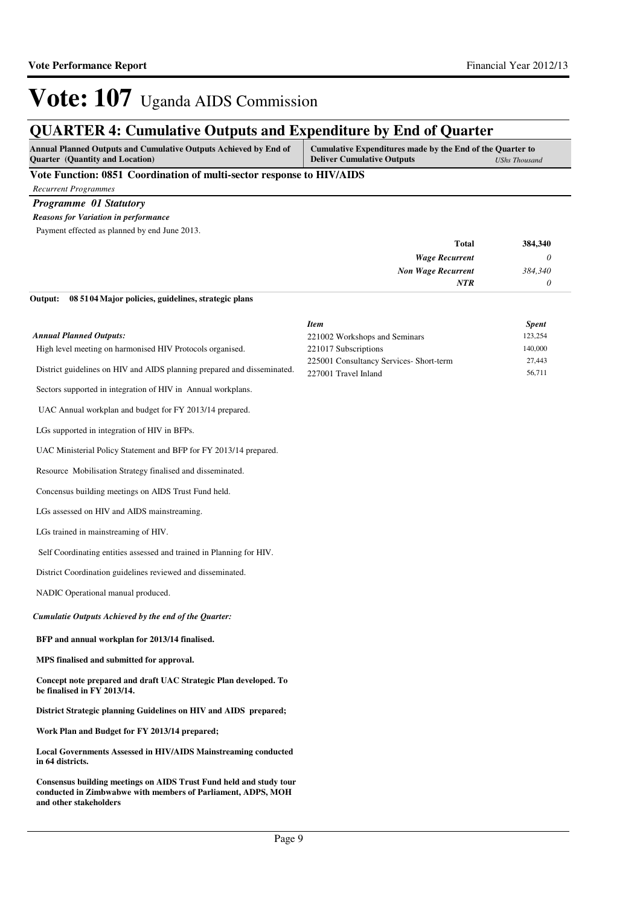# Vote: 107 Uganda AIDS Commission

## QUARTER 4: Cumulative Outputs and Expenditure by End of Quarter

| Annual Planned Outputs and Cumulative Outputs Achieved by End of Quarter (Quantity and Location) | Cumulative Expenditures made by the End of the Quarter to Deliver Cumulative Outputs | *UShs Thousand* |
|---|---|---|

**Vote Function: 0851 Coordination of multi-sector response to HIV/AIDS**

*Recurrent Programmes*

***Programme 01 Statutory***

***Reasons for Variation in performance***

Payment effected as planned by end June 2013.

| | |
|---|---|
| **Total** | **384,340** |
| *Wage Recurrent* | *0* |
| *Non Wage Recurrent* | *384,340* |
| *NTR* | *0* |

**Output: 08 5104 Major policies, guidelines, strategic plans**

*Annual Planned Outputs:*

High level meeting on harmonised HIV Protocols organised.

District guidelines on HIV and AIDS planning prepared and disseminated.

Sectors supported in integration of HIV in Annual workplans.

UAC Annual workplan and budget for FY 2013/14 prepared.

LGs supported in integration of HIV in BFPs.

UAC Ministerial Policy Statement and BFP for FY 2013/14 prepared.

Resource Mobilisation Strategy finalised and disseminated.

Concensus building meetings on AIDS Trust Fund held.

LGs assessed on HIV and AIDS mainstreaming.

LGs trained in mainstreaming of HIV.

Self Coordinating entities assessed and trained in Planning for HIV.

District Coordination guidelines reviewed and disseminated.

NADIC Operational manual produced.

*Cumulatie Outputs Achieved by the end of the Quarter:*

**BFP and annual workplan for 2013/14 finalised.**

**MPS finalised and submitted for approval.**

**Concept note prepared and draft UAC Strategic Plan developed. To be finalised in FY 2013/14.**

**District Strategic planning Guidelines on HIV and AIDS prepared;**

**Work Plan and Budget for FY 2013/14 prepared;**

**Local Governments Assessed in HIV/AIDS Mainstreaming conducted in 64 districts.**

**Consensus building meetings on AIDS Trust Fund held and study tour conducted in Zimbabwe with members of Parliament, ADPS, MOH and other stakeholders**

| *Item* | *Spent* |
|---|---|
| 221002 Workshops and Seminars | 123,254 |
| 221017 Subscriptions | 140,000 |
| 225001 Consultancy Services- Short-term | 27,443 |
| 227001 Travel Inland | 56,711 |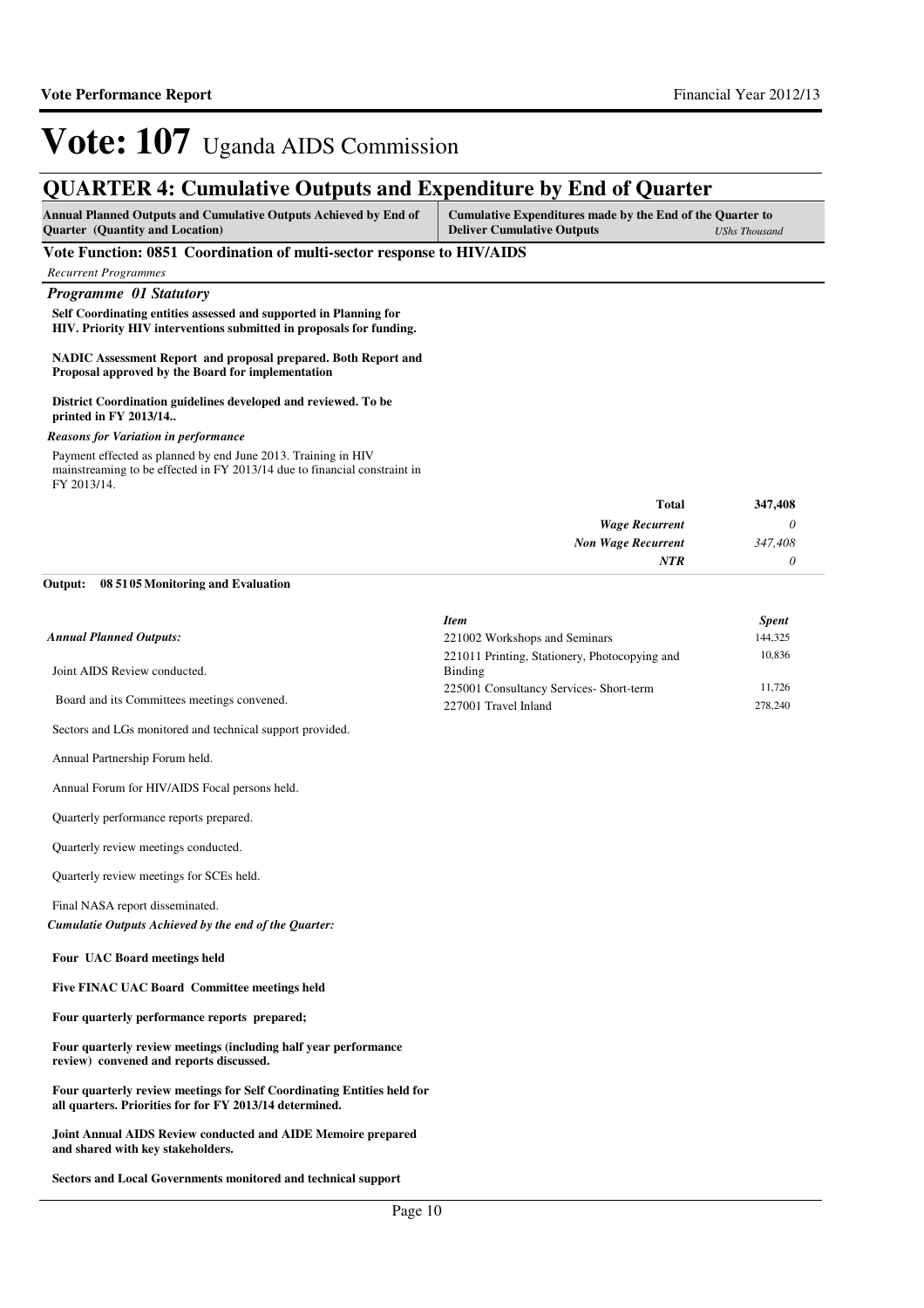# Vote: 107 Uganda AIDS Commission

## QUARTER 4: Cumulative Outputs and Expenditure by End of Quarter

| Annual Planned Outputs and Cumulative Outputs Achieved by End of Quarter (Quantity and Location) | Cumulative Expenditures made by the End of the Quarter to Deliver Cumulative Outputs *UShs Thousand* |
|---|---|

**Vote Function: 0851 Coordination of multi-sector response to HIV/AIDS**

*Recurrent Programmes*

### *Programme 01 Statutory*

**Self Coordinating entities assessed and supported in Planning for HIV. Priority HIV interventions submitted in proposals for funding.**

**NADIC Assessment Report and proposal prepared. Both Report and Proposal approved by the Board for implementation**

**District Coordination guidelines developed and reviewed. To be printed in FY 2013/14..**

*Reasons for Variation in performance*

Payment effected as planned by end June 2013. Training in HIV mainstreaming to be effected in FY 2013/14 due to financial constraint in FY 2013/14.

| | |
|---|---|
| **Total** | **347,408** |
| *Wage Recurrent* | *0* |
| *Non Wage Recurrent* | *347,408* |
| *NTR* | *0* |

**Output: 08 51 05 Monitoring and Evaluation**

*Annual Planned Outputs:*

Joint AIDS Review conducted.

Board and its Committees meetings convened.

Sectors and LGs monitored and technical support provided.

Annual Partnership Forum held.

Annual Forum for HIV/AIDS Focal persons held.

Quarterly performance reports prepared.

Quarterly review meetings conducted.

Quarterly review meetings for SCEs held.

Final NASA report disseminated.

*Cumulatie Outputs Achieved by the end of the Quarter:*

**Four UAC Board meetings held**

**Five FINAC UAC Board Committee meetings held**

**Four quarterly performance reports prepared;**

**Four quarterly review meetings (including half year performance review) convened and reports discussed.**

**Four quarterly review meetings for Self Coordinating Entities held for all quarters. Priorities for for FY 2013/14 determined.**

**Joint Annual AIDS Review conducted and AIDE Memoire prepared and shared with key stakeholders.**

**Sectors and Local Governments monitored and technical support**

| *Item* | *Spent* |
|---|---|
| 221002 Workshops and Seminars | 144,325 |
| 221011 Printing, Stationery, Photocopying and Binding | 10,836 |
| 225001 Consultancy Services- Short-term | 11,726 |
| 227001 Travel Inland | 278,240 |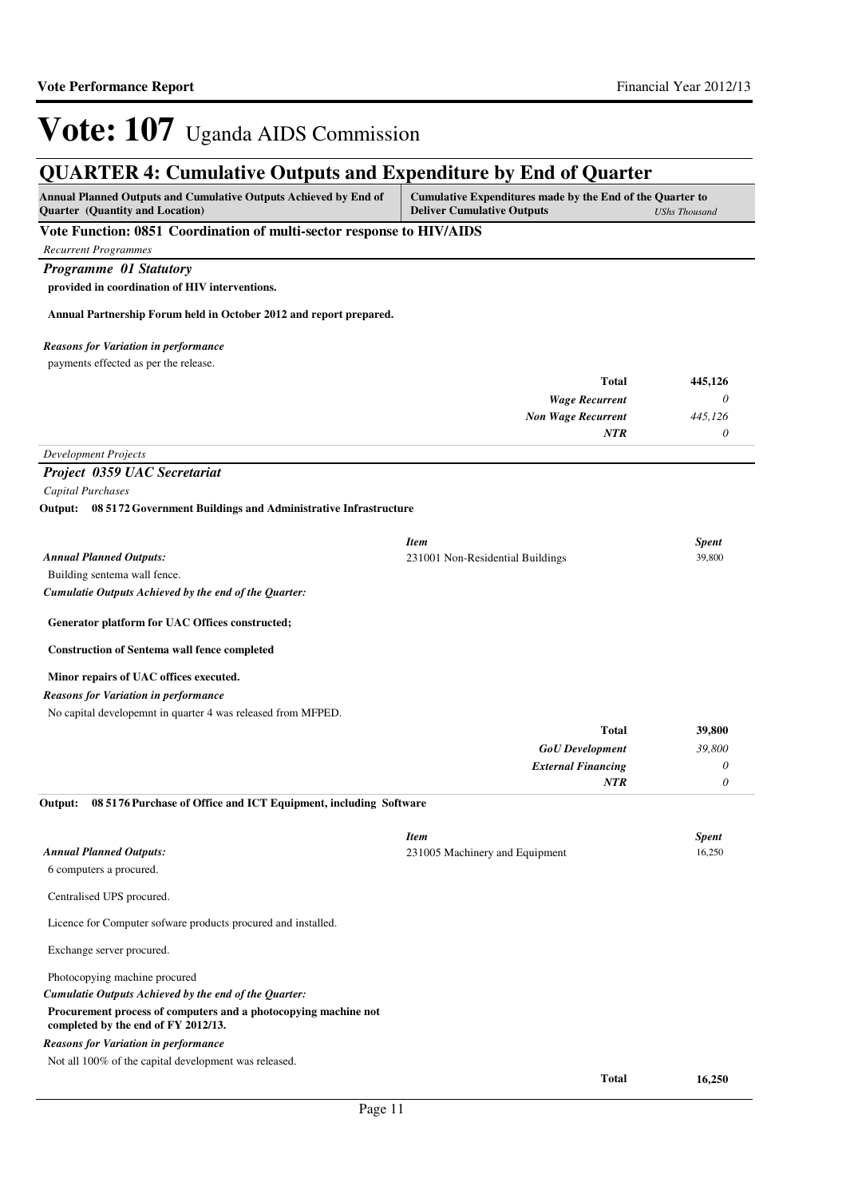# Vote: 107 Uganda AIDS Commission

## QUARTER 4: Cumulative Outputs and Expenditure by End of Quarter

| Annual Planned Outputs and Cumulative Outputs Achieved by End of Quarter (Quantity and Location) | Cumulative Expenditures made by the End of the Quarter to Deliver Cumulative Outputs | *UShs Thousand* |
|---|---|---|

### Vote Function: 0851 Coordination of multi-sector response to HIV/AIDS

*Recurrent Programmes*

#### *Programme 01 Statutory*

**provided in coordination of HIV interventions.**

**Annual Partnership Forum held in October 2012 and report prepared.**

***Reasons for Variation in performance***

payments effected as per the release.

| | |
|---|---|
| **Total** | **445,126** |
| ***Wage Recurrent*** | *0* |
| ***Non Wage Recurrent*** | *445,126* |
| ***NTR*** | *0* |

*Development Projects*

#### *Project 0359 UAC Secretariat*

*Capital Purchases*

**Output: 08 5172 Government Buildings and Administrative Infrastructure**

| *Item* | *Spent* |
|---|---|
| 231001 Non-Residential Buildings | 39,800 |

***Annual Planned Outputs:***

Building sentema wall fence.

***Cumulatie Outputs Achieved by the end of the Quarter:***

**Generator platform for UAC Offices constructed;**

**Construction of Sentema wall fence completed**

**Minor repairs of UAC offices executed.**

***Reasons for Variation in performance***

No capital developemnt in quarter 4 was released from MFPED.

| | |
|---|---|
| **Total** | **39,800** |
| ***GoU Development*** | *39,800* |
| ***External Financing*** | *0* |
| ***NTR*** | *0* |

**Output: 08 5176 Purchase of Office and ICT Equipment, including Software**

| *Item* | *Spent* |
|---|---|
| 231005 Machinery and Equipment | 16,250 |

***Annual Planned Outputs:***

6 computers a procured.

Centralised UPS procured.

Licence for Computer sofware products procured and installed.

Exchange server procured.

Photocopying machine procured

***Cumulatie Outputs Achieved by the end of the Quarter:***

**Procurement process of computers and a photocopying machine not completed by the end of FY 2012/13.**

***Reasons for Variation in performance***

Not all 100% of the capital development was released.

| | |
|---|---|
| **Total** | **16,250** |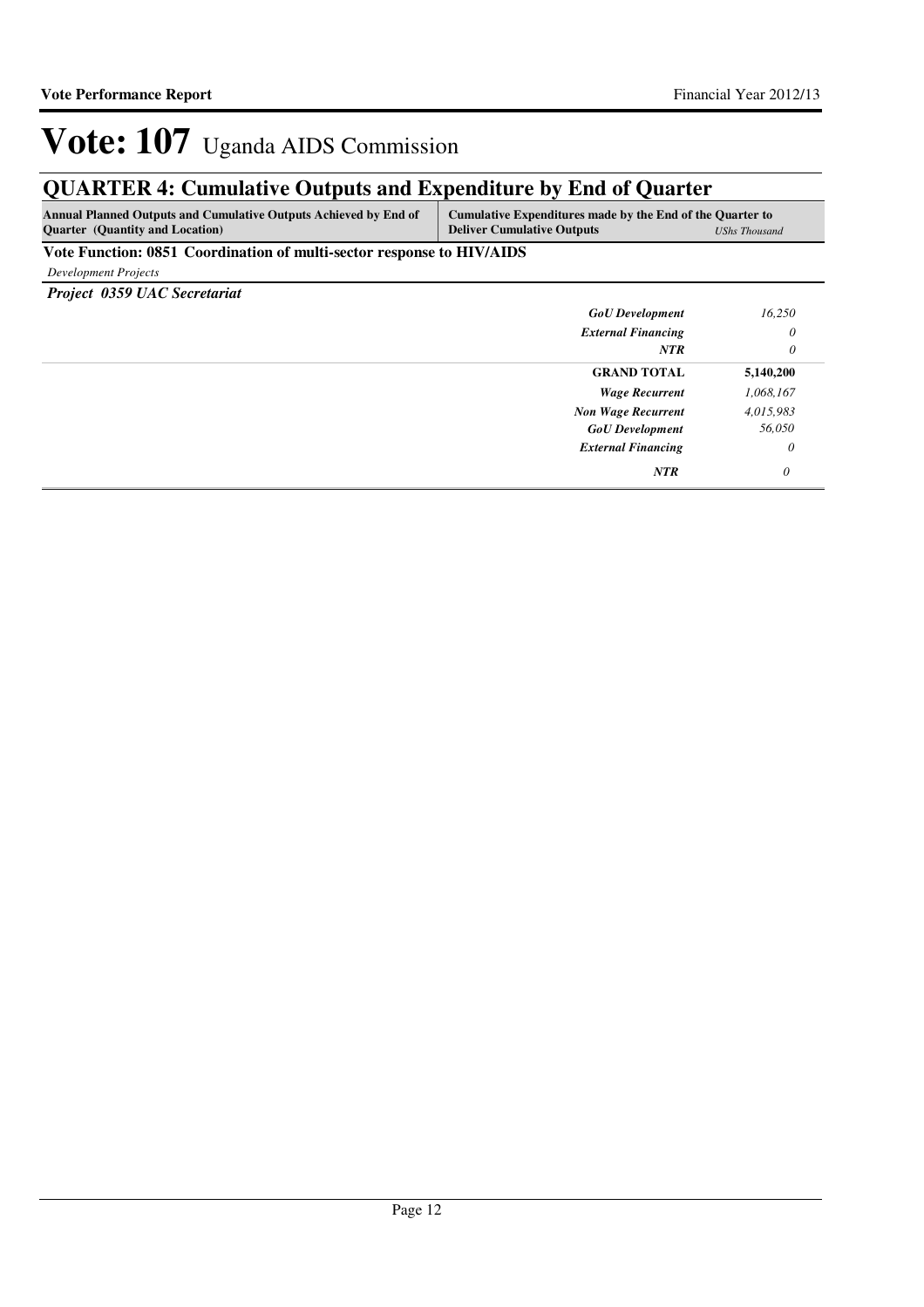# Vote: 107 Uganda AIDS Commission

## QUARTER 4: Cumulative Outputs and Expenditure by End of Quarter

| Annual Planned Outputs and Cumulative Outputs Achieved by End of Quarter (Quantity and Location) | Cumulative Expenditures made by the End of the Quarter to Deliver Cumulative Outputs | *UShs Thousand* |
|---|---|---|

**Vote Function: 0851 Coordination of multi-sector response to HIV/AIDS**

*Development Projects*

***Project 0359 UAC Secretariat***

| | | |
|---|---|---|
| | ***GoU Development*** | *16,250* |
| | ***External Financing*** | *0* |
| | ***NTR*** | *0* |
| | **GRAND TOTAL** | **5,140,200** |
| | ***Wage Recurrent*** | *1,068,167* |
| | ***Non Wage Recurrent*** | *4,015,983* |
| | ***GoU Development*** | *56,050* |
| | ***External Financing*** | *0* |
| | ***NTR*** | *0* |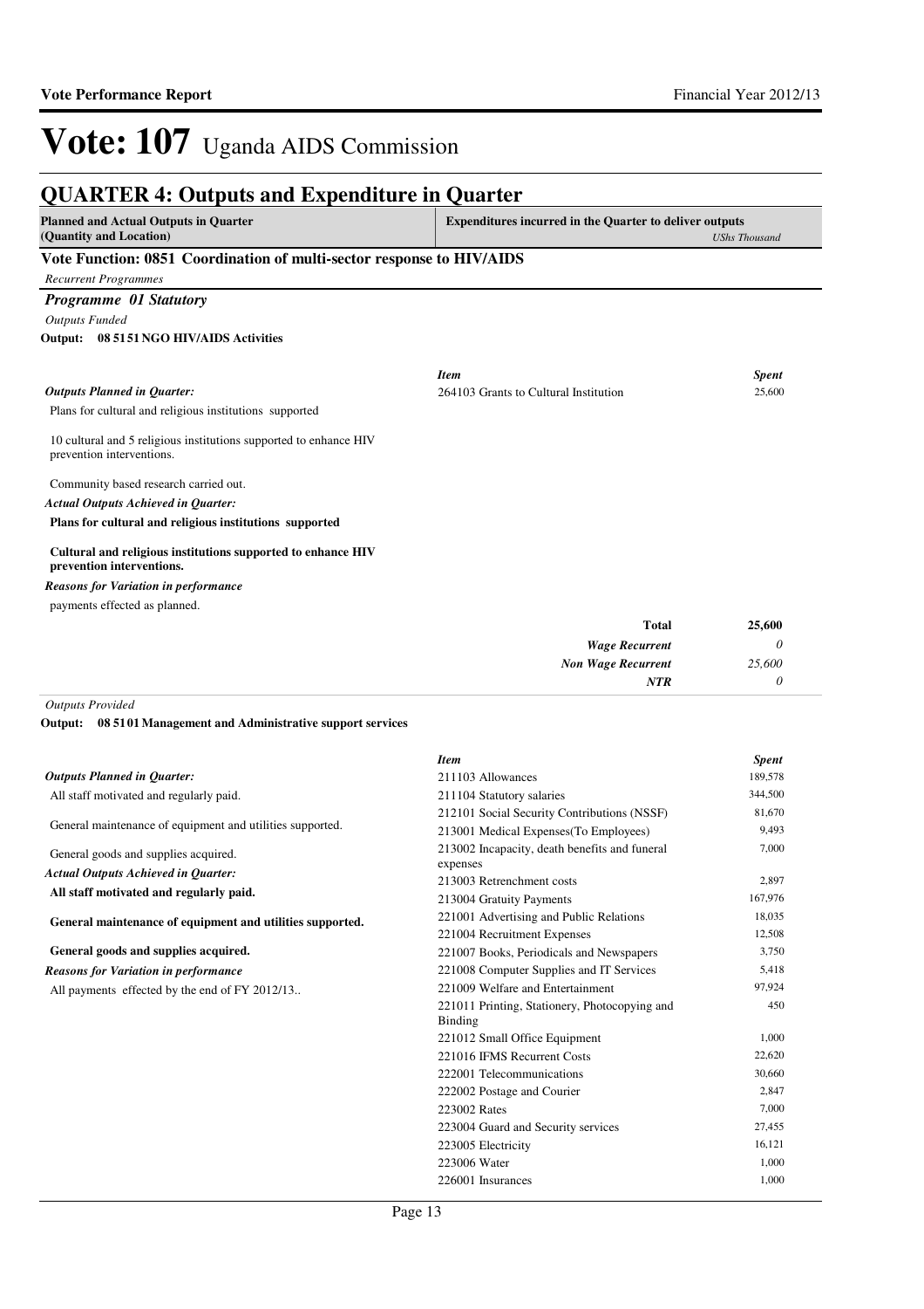# Vote: 107 Uganda AIDS Commission

## QUARTER 4: Outputs and Expenditure in Quarter

| Planned and Actual Outputs in Quarter (Quantity and Location) | Expenditures incurred in the Quarter to deliver outputs *UShs Thousand* |
|---|---|

### Vote Function: 0851 Coordination of multi-sector response to HIV/AIDS

*Recurrent Programmes*

#### *Programme 01 Statutory*

*Outputs Funded*

**Output: 08 5151 NGO HIV/AIDS Activities**

*Outputs Planned in Quarter:*

Plans for cultural and religious institutions supported

10 cultural and 5 religious institutions supported to enhance HIV prevention interventions.

Community based research carried out.

*Actual Outputs Achieved in Quarter:*

**Plans for cultural and religious institutions supported**

**Cultural and religious institutions supported to enhance HIV prevention interventions.**

*Reasons for Variation in performance*

payments effected as planned.

| *Item* | *Spent* |
|---|---|
| 264103 Grants to Cultural Institution | 25,600 |
| **Total** | **25,600** |
| ***Wage Recurrent*** | *0* |
| ***Non Wage Recurrent*** | *25,600* |
| ***NTR*** | *0* |

*Outputs Provided*

**Output: 08 5101 Management and Administrative support services**

*Outputs Planned in Quarter:*

All staff motivated and regularly paid.

General maintenance of equipment and utilities supported.

General goods and supplies acquired.

*Actual Outputs Achieved in Quarter:*

**All staff motivated and regularly paid.**

**General maintenance of equipment and utilities supported.**

**General goods and supplies acquired.**

*Reasons for Variation in performance*

All payments effected by the end of FY 2012/13..

| *Item* | *Spent* |
|---|---|
| 211103 Allowances | 189,578 |
| 211104 Statutory salaries | 344,500 |
| 212101 Social Security Contributions (NSSF) | 81,670 |
| 213001 Medical Expenses(To Employees) | 9,493 |
| 213002 Incapacity, death benefits and funeral expenses | 7,000 |
| 213003 Retrenchment costs | 2,897 |
| 213004 Gratuity Payments | 167,976 |
| 221001 Advertising and Public Relations | 18,035 |
| 221004 Recruitment Expenses | 12,508 |
| 221007 Books, Periodicals and Newspapers | 3,750 |
| 221008 Computer Supplies and IT Services | 5,418 |
| 221009 Welfare and Entertainment | 97,924 |
| 221011 Printing, Stationery, Photocopying and Binding | 450 |
| 221012 Small Office Equipment | 1,000 |
| 221016 IFMS Recurrent Costs | 22,620 |
| 222001 Telecommunications | 30,660 |
| 222002 Postage and Courier | 2,847 |
| 223002 Rates | 7,000 |
| 223004 Guard and Security services | 27,455 |
| 223005 Electricity | 16,121 |
| 223006 Water | 1,000 |
| 226001 Insurances | 1,000 |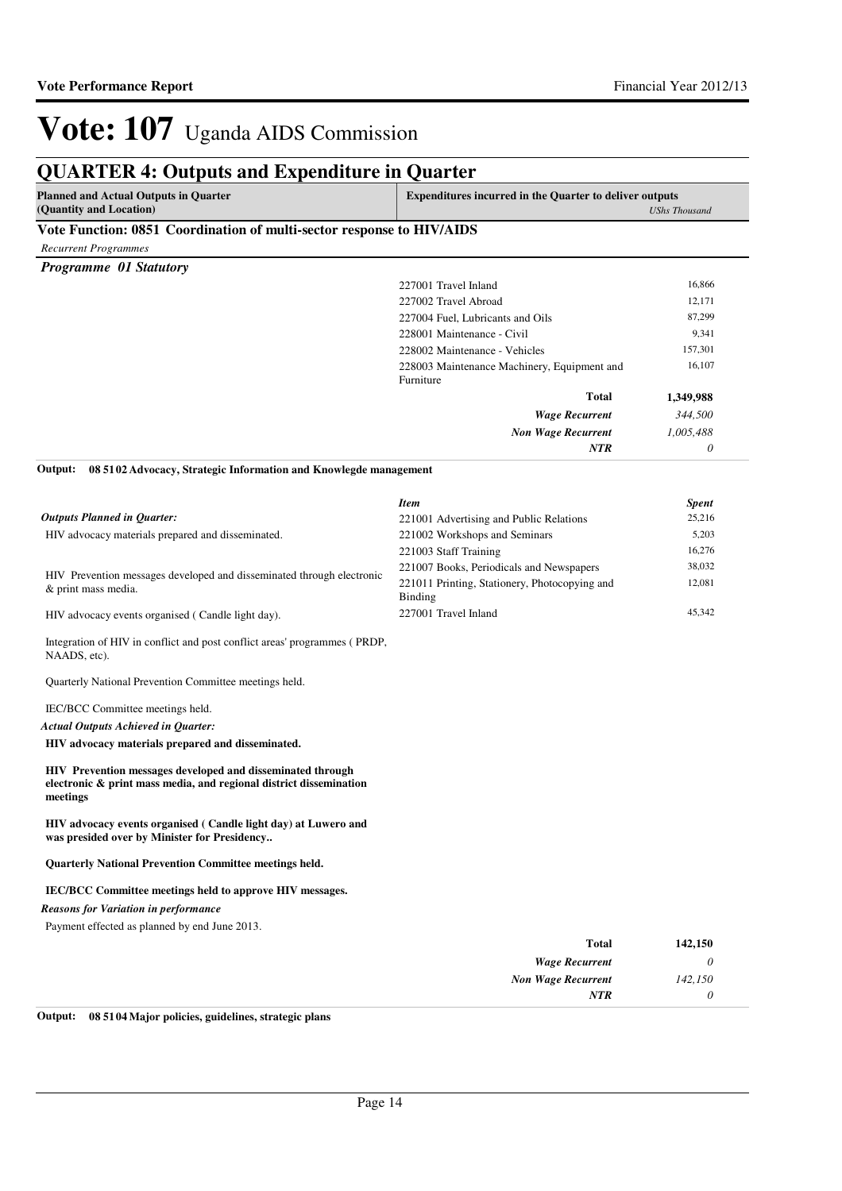# Vote: 107 Uganda AIDS Commission

## QUARTER 4: Outputs and Expenditure in Quarter

| Planned and Actual Outputs in Quarter (Quantity and Location) | Expenditures incurred in the Quarter to deliver outputs | UShs Thousand |
|---|---|---|

**Vote Function: 0851 Coordination of multi-sector response to HIV/AIDS**

*Recurrent Programmes*

***Programme 01 Statutory***

| Item | Spent |
|---|---|
| 227001 Travel Inland | 16,866 |
| 227002 Travel Abroad | 12,171 |
| 227004 Fuel, Lubricants and Oils | 87,299 |
| 228001 Maintenance - Civil | 9,341 |
| 228002 Maintenance - Vehicles | 157,301 |
| 228003 Maintenance Machinery, Equipment and Furniture | 16,107 |
| **Total** | **1,349,988** |
| *Wage Recurrent* | *344,500* |
| *Non Wage Recurrent* | *1,005,488* |
| *NTR* | *0* |

**Output: 08 5102 Advocacy, Strategic Information and Knowlegde management**

*Outputs Planned in Quarter:*

HIV advocacy materials prepared and disseminated.

HIV Prevention messages developed and disseminated through electronic & print mass media.

HIV advocacy events organised ( Candle light day).

Integration of HIV in conflict and post conflict areas' programmes ( PRDP, NAADS, etc).

Quarterly National Prevention Committee meetings held.

IEC/BCC Committee meetings held.

*Actual Outputs Achieved in Quarter:*

**HIV advocacy materials prepared and disseminated.**

**HIV Prevention messages developed and disseminated through electronic & print mass media, and regional district dissemination meetings**

**HIV advocacy events organised ( Candle light day) at Luwero and was presided over by Minister for Presidency..**

**Quarterly National Prevention Committee meetings held.**

**IEC/BCC Committee meetings held to approve HIV messages.**

*Reasons for Variation in performance*

Payment effected as planned by end June 2013.

| *Item* | *Spent* |
|---|---|
| 221001 Advertising and Public Relations | 25,216 |
| 221002 Workshops and Seminars | 5,203 |
| 221003 Staff Training | 16,276 |
| 221007 Books, Periodicals and Newspapers | 38,032 |
| 221011 Printing, Stationery, Photocopying and Binding | 12,081 |
| 227001 Travel Inland | 45,342 |
| **Total** | **142,150** |
| *Wage Recurrent* | *0* |
| *Non Wage Recurrent* | *142,150* |
| *NTR* | *0* |

**Output: 08 5104 Major policies, guidelines, strategic plans**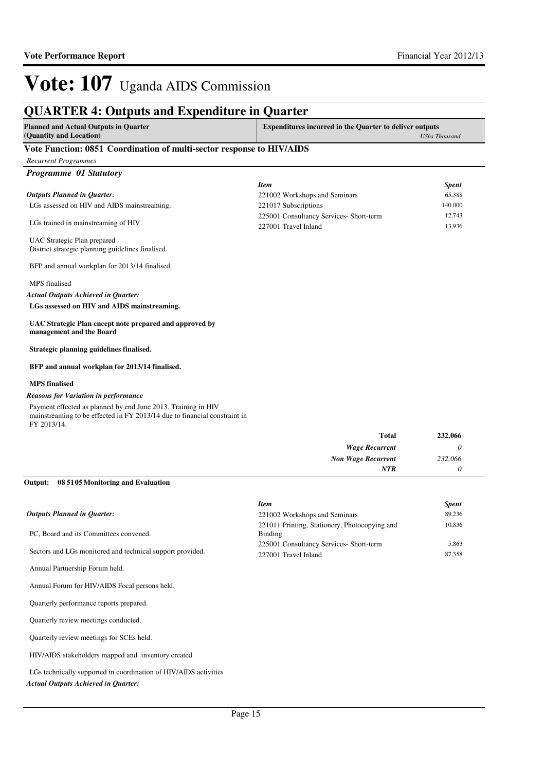# Vote: 107 Uganda AIDS Commission

## QUARTER 4: Outputs and Expenditure in Quarter

**Planned and Actual Outputs in Quarter (Quantity and Location)** | **Expenditures incurred in the Quarter to deliver outputs** *UShs Thousand*

### Vote Function: 0851 Coordination of multi-sector response to HIV/AIDS

*Recurrent Programmes*

#### *Programme 01 Statutory*

*Outputs Planned in Quarter:*

LGs assessed on HIV and AIDS mainstreaming.

LGs trained in mainstreaming of HIV.

UAC Strategic Plan prepared
District strategic planning guidelines finalised.

BFP and annual workplan for 2013/14 finalised.

MPS finalised

*Actual Outputs Achieved in Quarter:*

**LGs assessed on HIV and AIDS mainstreaming.**

**UAC Strategic Plan cncept note prepared and approved by management and the Board**

**Strategic planning guidelines finalised.**

**BFP and annual workplan for 2013/14 finalised.**

**MPS finalised**

*Reasons for Variation in performance*

Payment effected as planned by end June 2013. Training in HIV mainstreaming to be effected in FY 2013/14 due to financial constraint in FY 2013/14.

| *Item* | *Spent* |
|---|---|
| 221002 Workshops and Seminars | 65,388 |
| 221017 Subscriptions | 140,000 |
| 225001 Consultancy Services- Short-term | 12,743 |
| 227001 Travel Inland | 13,936 |

| | |
|---|---|
| **Total** | **232,066** |
| *Wage Recurrent* | *0* |
| *Non Wage Recurrent* | *232,066* |
| *NTR* | *0* |

**Output: 08 5105 Monitoring and Evaluation**

*Outputs Planned in Quarter:*

PC, Board and its Committees convened.

Sectors and LGs monitored and technical support provided.

Annual Partnership Forum held.

Annual Forum for HIV/AIDS Focal persons held.

Quarterly performance reports prepared.

Quarterly review meetings conducted.

Quarterly review meetings for SCEs held.

HIV/AIDS stakeholders mapped and inventory created

LGs technically supported in coordination of HIV/AIDS activities

*Actual Outputs Achieved in Quarter:*

| *Item* | *Spent* |
|---|---|
| 221002 Workshops and Seminars | 89,236 |
| 221011 Printing, Stationery, Photocopying and Binding | 10,836 |
| 225001 Consultancy Services- Short-term | 5,863 |
| 227001 Travel Inland | 87,358 |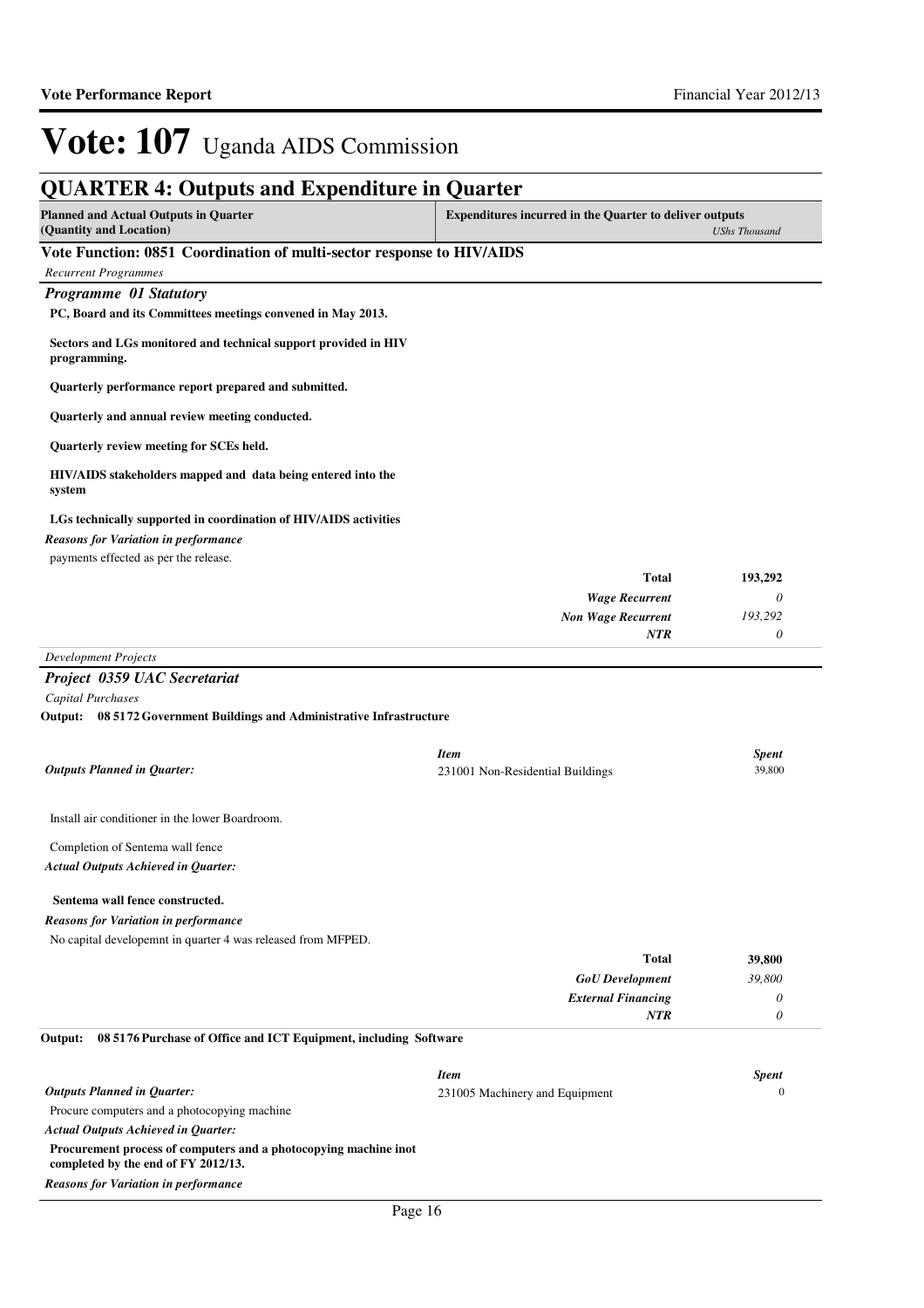# Vote: 107 Uganda AIDS Commission

## QUARTER 4: Outputs and Expenditure in Quarter

| Planned and Actual Outputs in Quarter (Quantity and Location) | Expenditures incurred in the Quarter to deliver outputs | USh Thousand |
|---|---|---|

### Vote Function: 0851 Coordination of multi-sector response to HIV/AIDS

*Recurrent Programmes*

#### *Programme 01 Statutory*

**PC, Board and its Committees meetings convened in May 2013.**

**Sectors and LGs monitored and technical support provided in HIV programming.**

**Quarterly performance report prepared and submitted.**

**Quarterly and annual review meeting conducted.**

**Quarterly review meeting for SCEs held.**

**HIV/AIDS stakeholders mapped and data being entered into the system**

**LGs technically supported in coordination of HIV/AIDS activities**

*Reasons for Variation in performance*

payments effected as per the release.

| | |
|---|---|
| **Total** | **193,292** |
| *Wage Recurrent* | *0* |
| *Non Wage Recurrent* | *193,292* |
| *NTR* | *0* |

*Development Projects*

#### *Project 0359 UAC Secretariat*

*Capital Purchases*

**Output: 08 5172 Government Buildings and Administrative Infrastructure**

| *Outputs Planned in Quarter:* | *Item* | *Spent* |
|---|---|---|
| | 231001 Non-Residential Buildings | 39,800 |

Install air conditioner in the lower Boardroom.

Completion of Sentema wall fence

*Actual Outputs Achieved in Quarter:*

**Sentema wall fence constructed.**

*Reasons for Variation in performance*

No capital developemnt in quarter 4 was released from MFPED.

| | |
|---|---|
| **Total** | **39,800** |
| *GoU Development* | *39,800* |
| *External Financing* | *0* |
| *NTR* | *0* |

**Output: 08 5176 Purchase of Office and ICT Equipment, including Software**

| *Outputs Planned in Quarter:* | *Item* | *Spent* |
|---|---|---|
| | 231005 Machinery and Equipment | 0 |

Procure computers and a photocopying machine

*Actual Outputs Achieved in Quarter:*

**Procurement process of computers and a photocopying machine inot completed by the end of FY 2012/13.**

*Reasons for Variation in performance*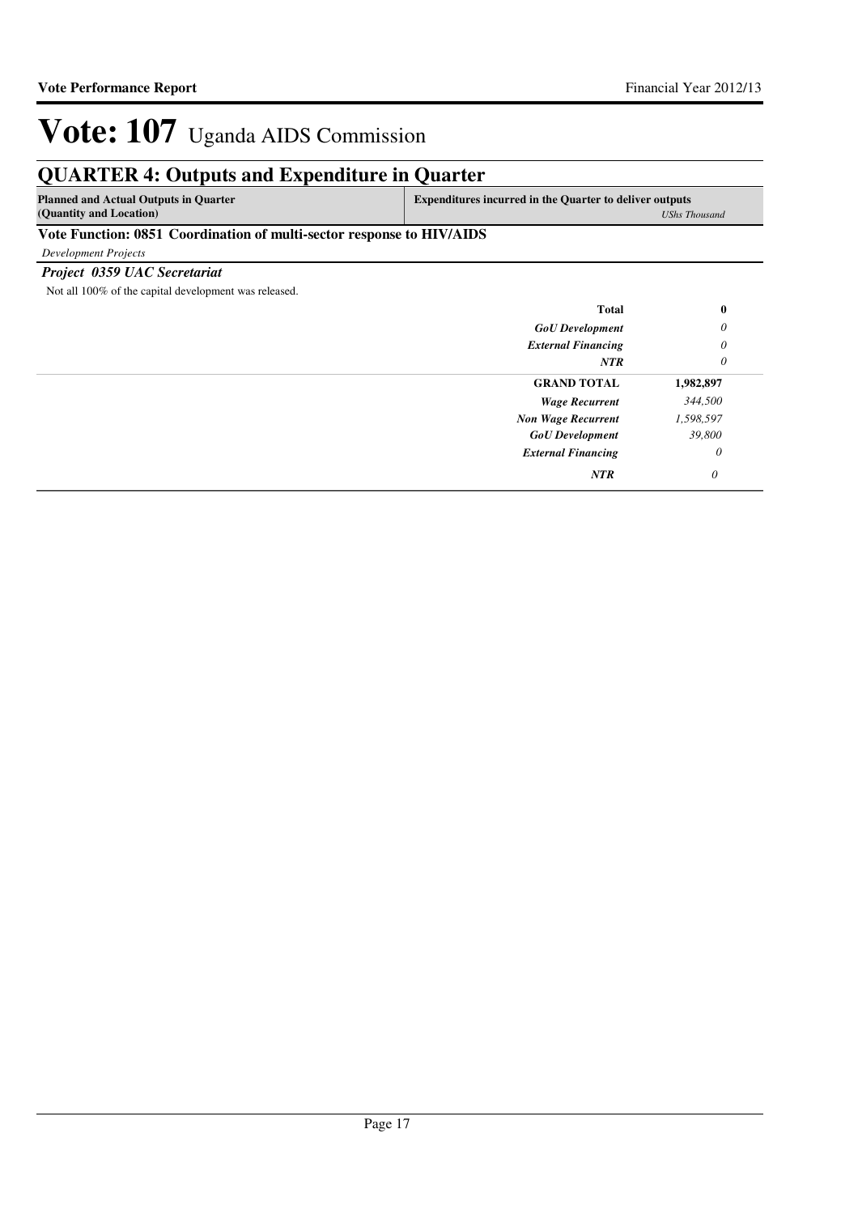# Vote: 107 Uganda AIDS Commission

## QUARTER 4: Outputs and Expenditure in Quarter

| Planned and Actual Outputs in Quarter (Quantity and Location) | Expenditures incurred in the Quarter to deliver outputs | *UShs Thousand* |
|---|---|---|

### Vote Function: 0851 Coordination of multi-sector response to HIV/AIDS

*Development Projects*

#### *Project 0359 UAC Secretariat*

Not all 100% of the capital development was released.

| | | |
|---|---|---|
| | **Total** | **0** |
| | *GoU Development* | *0* |
| | *External Financing* | *0* |
| | *NTR* | *0* |
| | **GRAND TOTAL** | **1,982,897** |
| | *Wage Recurrent* | *344,500* |
| | *Non Wage Recurrent* | *1,598,597* |
| | *GoU Development* | *39,800* |
| | *External Financing* | *0* |
| | *NTR* | *0* |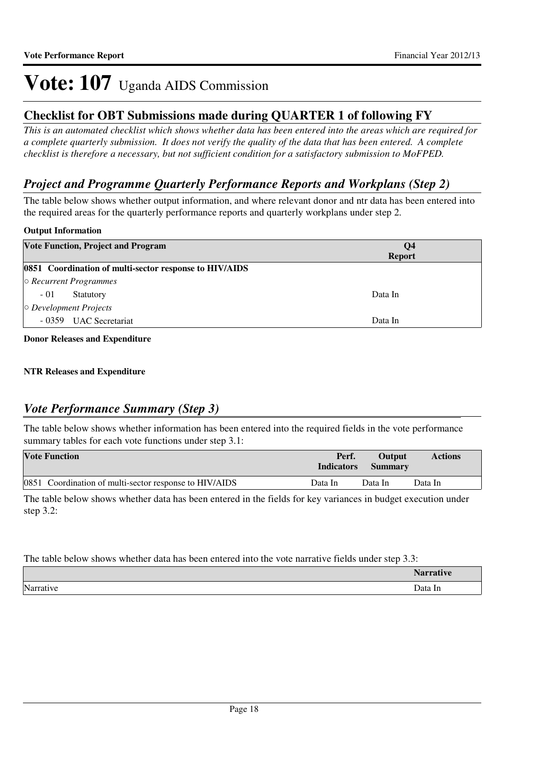# Vote: 107 Uganda AIDS Commission

## Checklist for OBT Submissions made during QUARTER 1 of following FY

*This is an automated checklist which shows whether data has been entered into the areas which are required for a complete quarterly submission. It does not verify the quality of the data that has been entered. A complete checklist is therefore a necessary, but not sufficient condition for a satisfactory submission to MoFPED.*

## *Project and Programme Quarterly Performance Reports and Workplans (Step 2)*

The table below shows whether output information, and where relevant donor and ntr data has been entered into the required areas for the quarterly performance reports and quarterly workplans under step 2.

**Output Information**

| Vote Function, Project and Program | Q4 Report |
|---|---|
| **0851 Coordination of multi-sector response to HIV/AIDS** | |
| ○ *Recurrent Programmes* | |
| - 01 Statutory | Data In |
| ○ *Development Projects* | |
| - 0359 UAC Secretariat | Data In |

**Donor Releases and Expenditure**

**NTR Releases and Expenditure**

## *Vote Performance Summary (Step 3)*

The table below shows whether information has been entered into the required fields in the vote performance summary tables for each vote functions under step 3.1:

| Vote Function | Perf. Indicators | Output Summary | Actions |
|---|---|---|---|
| 0851 Coordination of multi-sector response to HIV/AIDS | Data In | Data In | Data In |

The table below shows whether data has been entered in the fields for key variances in budget execution under step 3.2:

The table below shows whether data has been entered into the vote narrative fields under step 3.3:

| | Narrative |
|---|---|
| Narrative | Data In |